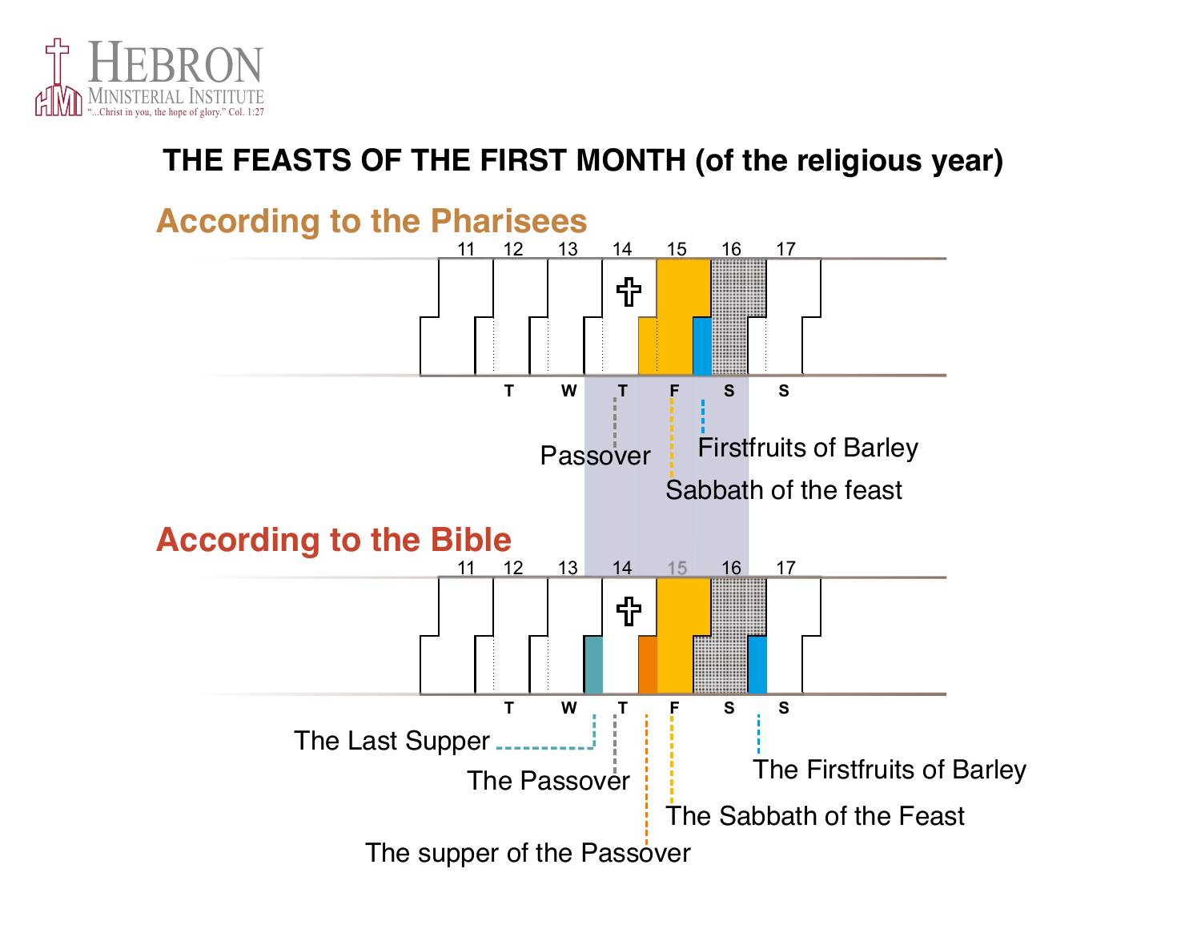# THE FEASTS OF THE FIRST MONTH (of the religious year)

## According to the Pharisees

11 12 13 14 15 16 17

T W T F S S

Passover

Firstfruits of Barley

Sabbath of the feast

## According to the Bible

11 12 13 14 15 16 17

T W T F S S

The Last Supper

The Passover

The Firstfruits of Barley

The Sabbath of the Feast

The supper of the Passover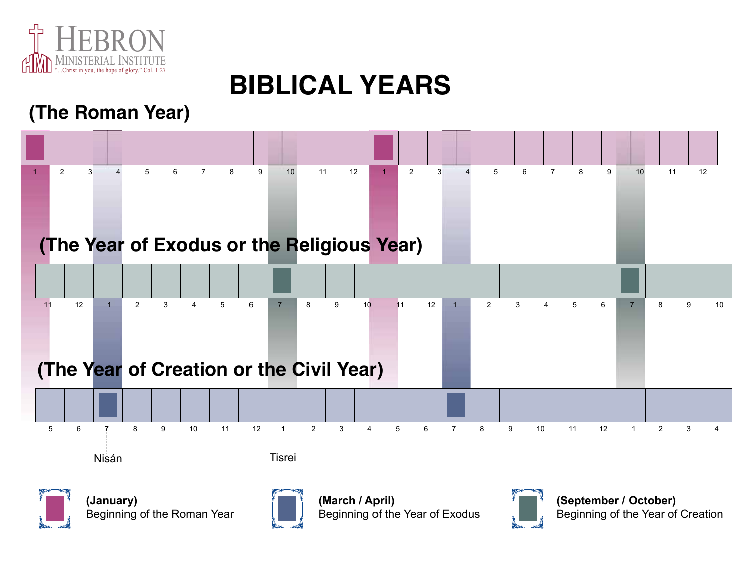# BIBLICAL YEARS

## (The Roman Year)

1 2 3 4 5 6 7 8 9 10 11 12 1 2 3 4 5 6 7 8 9 10 11 12

## (The Year of Exodus or the Religious Year)

11 12 1 2 3 4 5 6 7 8 9 10 11 12 1 2 3 4 5 6 7 8 9 10

## (The Year of Creation or the Civil Year)

5 6 7 8 9 10 11 12 1 2 3 4 5 6 7 8 9 10 11 12 1 2 3 4

Nisán

Tisrei

**(January)**
Beginning of the Roman Year

**(March / April)**
Beginning of the Year of Exodus

**(September / October)**
Beginning of the Year of Creation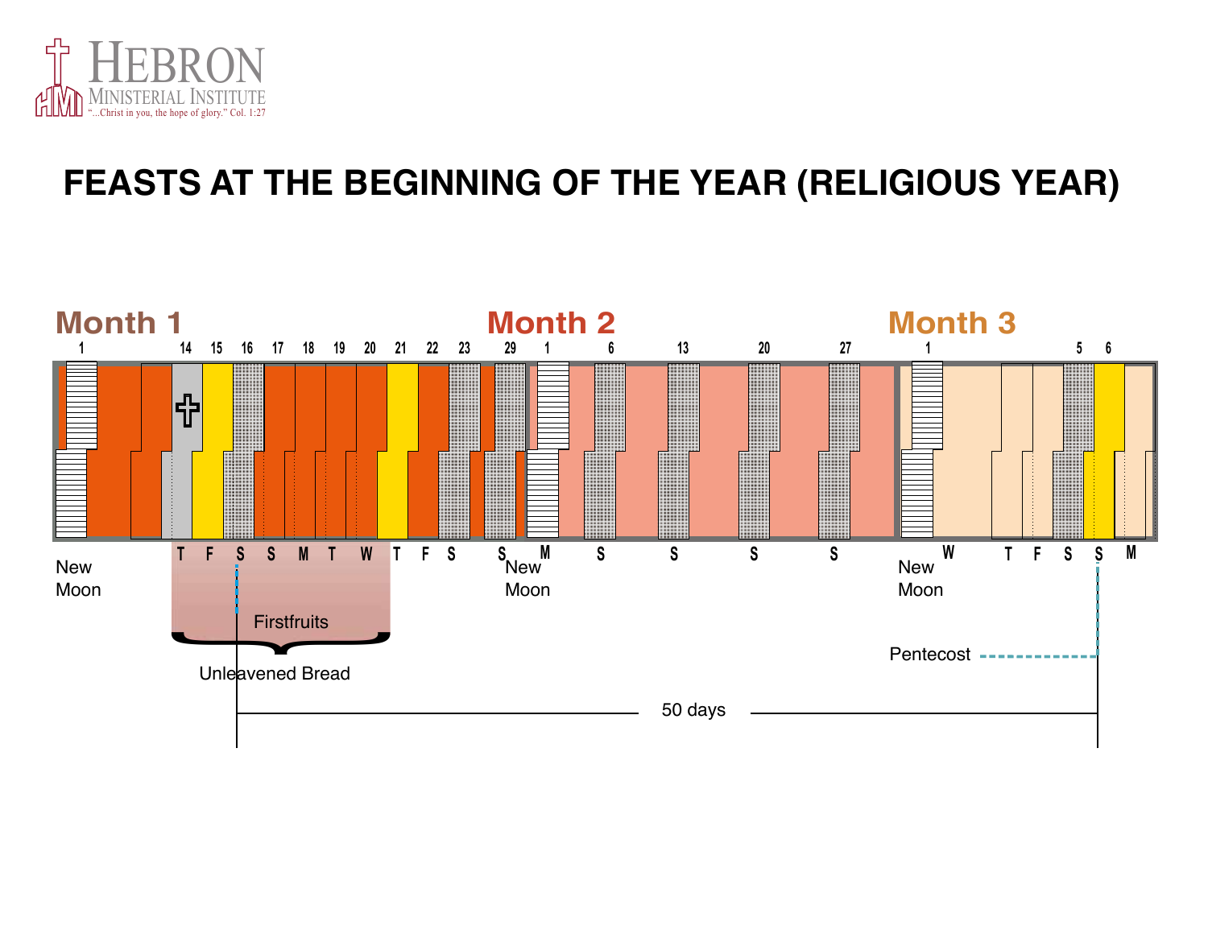# FEASTS AT THE BEGINNING OF THE YEAR (RELIGIOUS YEAR)

Month 1

Month 2

Month 3

1 14 15 16 17 18 19 20 21 22 23 29 1 6 13 20 27 1 5 6

T F S S M T W T F S S M S S S S W T F S S M

New Moon

New Moon

New Moon

Firstfruits

Unleavened Bread

Pentecost

50 days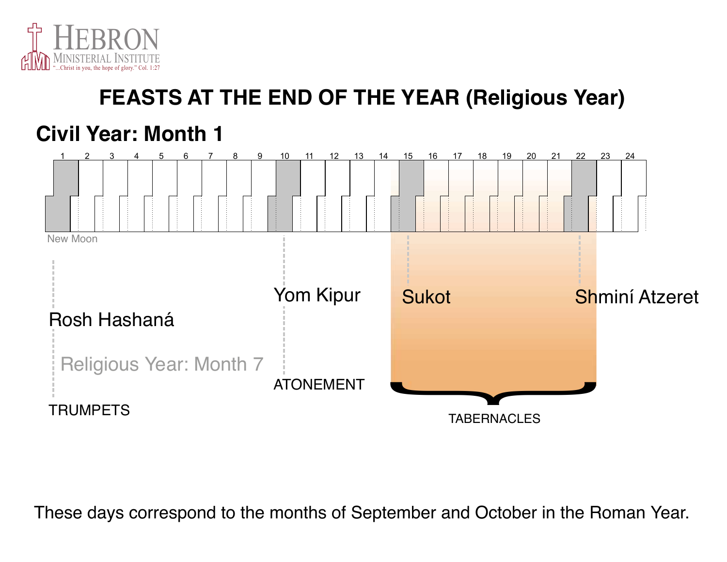HEBRON MINISTERIAL INSTITUTE

"...Christ in you, the hope of glory." Col. 1:27

# FEASTS AT THE END OF THE YEAR (Religious Year)

## Civil Year: Month 1

1 2 3 4 5 6 7 8 9 10 11 12 13 14 15 16 17 18 19 20 21 22 23 24

New Moon

Rosh Hashaná

Religious Year: Month 7

TRUMPETS

Yom Kipur

ATONEMENT

Sukot

Shminí Atzeret

TABERNACLES

These days correspond to the months of September and October in the Roman Year.